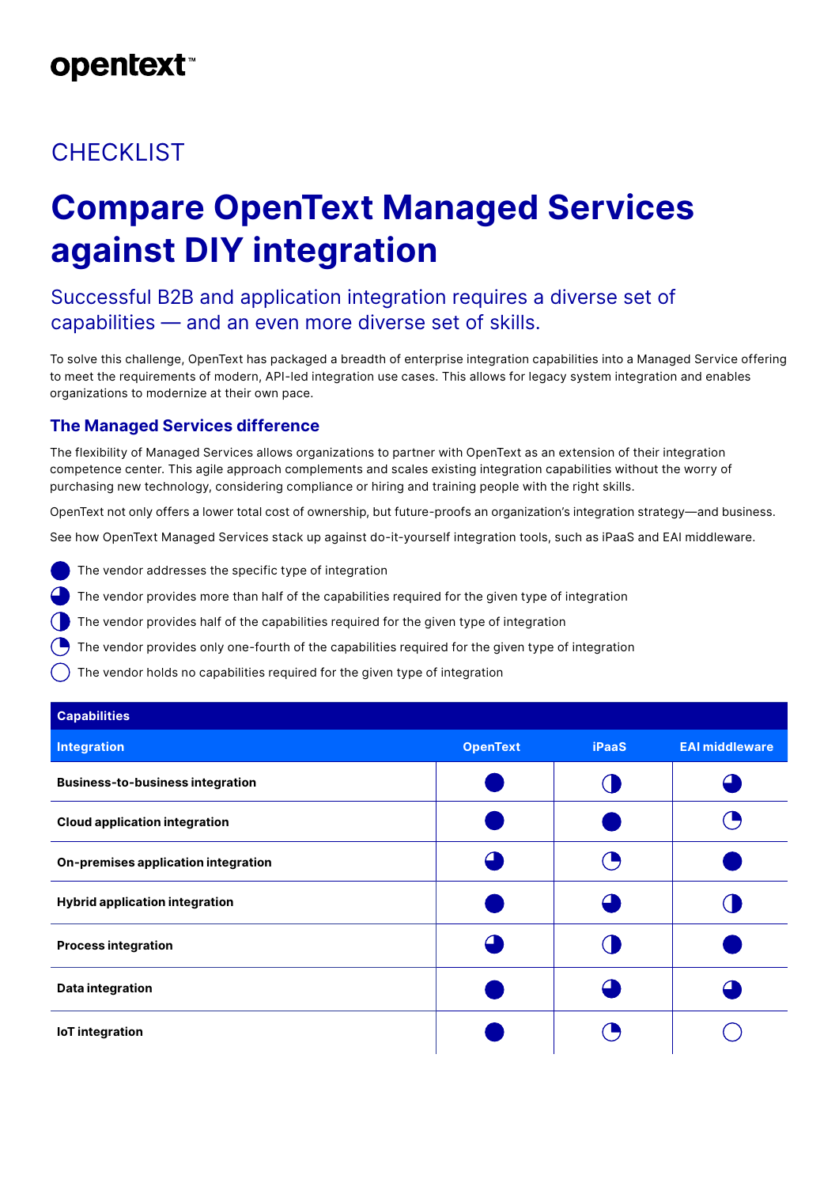## CHECKLIST

# Compare OpenText Managed Services against DIY integration

### Successful B2B and application integration requires a diverse set of capabilities — and an even more diverse set of skills.

To solve this challenge, OpenText has packaged a breadth of enterprise integration capabilities into a Managed Service offering to meet the requirements of modern, API-led integration use cases. This allows for legacy system integration and enables organizations to modernize at their own pace.

## The Managed Services difference

The flexibility of Managed Services allows organizations to partner with OpenText as an extension of their integration competence center. This agile approach complements and scales existing integration capabilities without the worry of purchasing new technology, considering compliance or hiring and training people with the right skills.

OpenText not only offers a lower total cost of ownership, but future-proofs an organization's integration strategy—and business.

See how OpenText Managed Services stack up against do-it-yourself integration tools, such as iPaaS and EAI middleware.

- ● The vendor addresses the specific type of integration
- ◕ The vendor provides more than half of the capabilities required for the given type of integration
- ◑ The vendor provides half of the capabilities required for the given type of integration
- ◔ The vendor provides only one-fourth of the capabilities required for the given type of integration
- ○ The vendor holds no capabilities required for the given type of integration

| **Capabilities** | | | |
|---|---|---|---|
| **Integration** | **OpenText** | **iPaaS** | **EAI middleware** |
| **Business-to-business integration** | ● | ◑ | ◕ |
| **Cloud application integration** | ● | ● | ◔ |
| **On-premises application integration** | ◕ | ◔ | ● |
| **Hybrid application integration** | ● | ◕ | ◑ |
| **Process integration** | ◕ | ◑ | ● |
| **Data integration** | ● | ◕ | ◕ |
| **IoT integration** | ● | ◔ | ○ |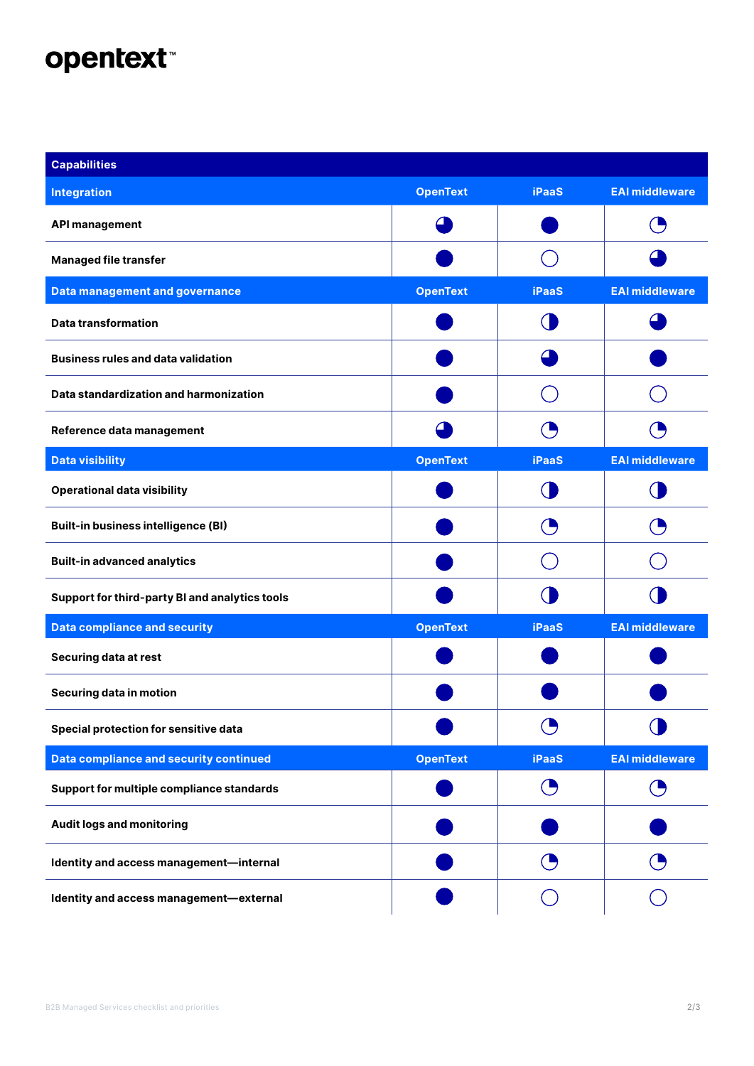opentext™

| Capabilities | | | |
|---|---|---|---|
| **Integration** | **OpenText** | **iPaaS** | **EAI middleware** |
| API management | ◕ | ● | ◔ |
| Managed file transfer | ● | ○ | ◕ |
| **Data management and governance** | **OpenText** | **iPaaS** | **EAI middleware** |
| Data transformation | ● | ◑ | ◕ |
| Business rules and data validation | ● | ◕ | ● |
| Data standardization and harmonization | ● | ○ | ○ |
| Reference data management | ◕ | ◔ | ◔ |
| **Data visibility** | **OpenText** | **iPaaS** | **EAI middleware** |
| Operational data visibility | ● | ◑ | ◑ |
| Built-in business intelligence (BI) | ● | ◔ | ◔ |
| Built-in advanced analytics | ● | ○ | ○ |
| Support for third-party BI and analytics tools | ● | ◑ | ◑ |
| **Data compliance and security** | **OpenText** | **iPaaS** | **EAI middleware** |
| Securing data at rest | ● | ● | ● |
| Securing data in motion | ● | ● | ● |
| Special protection for sensitive data | ● | ◔ | ◑ |
| **Data compliance and security continued** | **OpenText** | **iPaaS** | **EAI middleware** |
| Support for multiple compliance standards | ● | ◔ | ◔ |
| Audit logs and monitoring | ● | ● | ● |
| Identity and access management—internal | ● | ◔ | ◔ |
| Identity and access management—external | ● | ○ | ○ |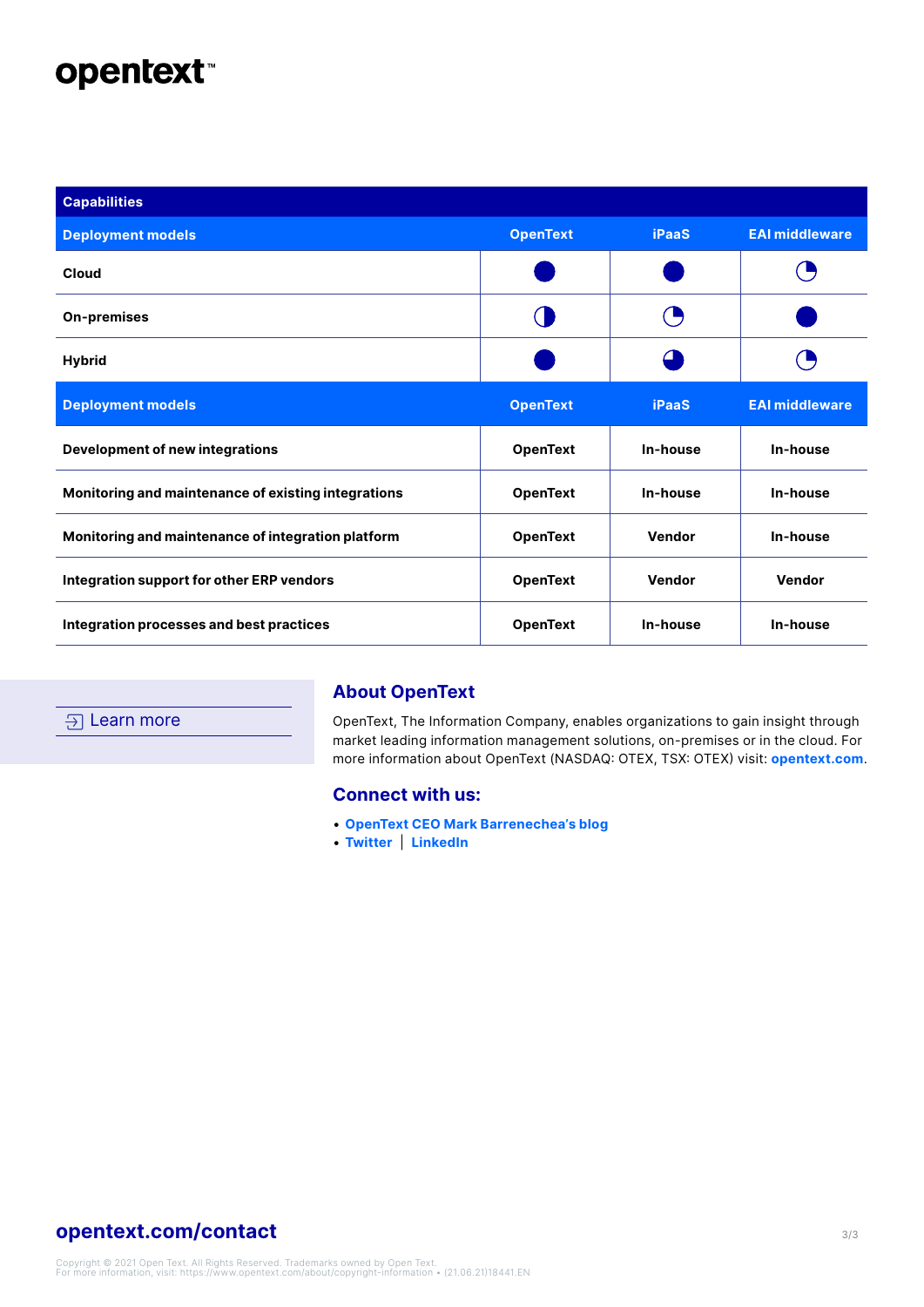| Capabilities | | | |
|---|---|---|---|
| **Deployment models** | **OpenText** | **iPaaS** | **EAI middleware** |
| **Cloud** | ● | ● | ◔ |
| **On-premises** | ◑ | ◔ | ● |
| **Hybrid** | ● | ◕ | ◔ |
| **Deployment models** | **OpenText** | **iPaaS** | **EAI middleware** |
| **Development of new integrations** | **OpenText** | **In-house** | **In-house** |
| **Monitoring and maintenance of existing integrations** | **OpenText** | **In-house** | **In-house** |
| **Monitoring and maintenance of integration platform** | **OpenText** | **Vendor** | **In-house** |
| **Integration support for other ERP vendors** | **OpenText** | **Vendor** | **Vendor** |
| **Integration processes and best practices** | **OpenText** | **In-house** | **In-house** |

Learn more

## About OpenText

OpenText, The Information Company, enables organizations to gain insight through market leading information management solutions, on-premises or in the cloud. For more information about OpenText (NASDAQ: OTEX, TSX: OTEX) visit: **opentext.com**.

## Connect with us:

- **OpenText CEO Mark Barrenechea's blog**
- **Twitter** | **LinkedIn**

**opentext.com/contact**

Copyright © 2021 Open Text. All Rights Reserved. Trademarks owned by Open Text.
For more information, visit: https://www.opentext.com/about/copyright-information • (21.06.21)18441.EN